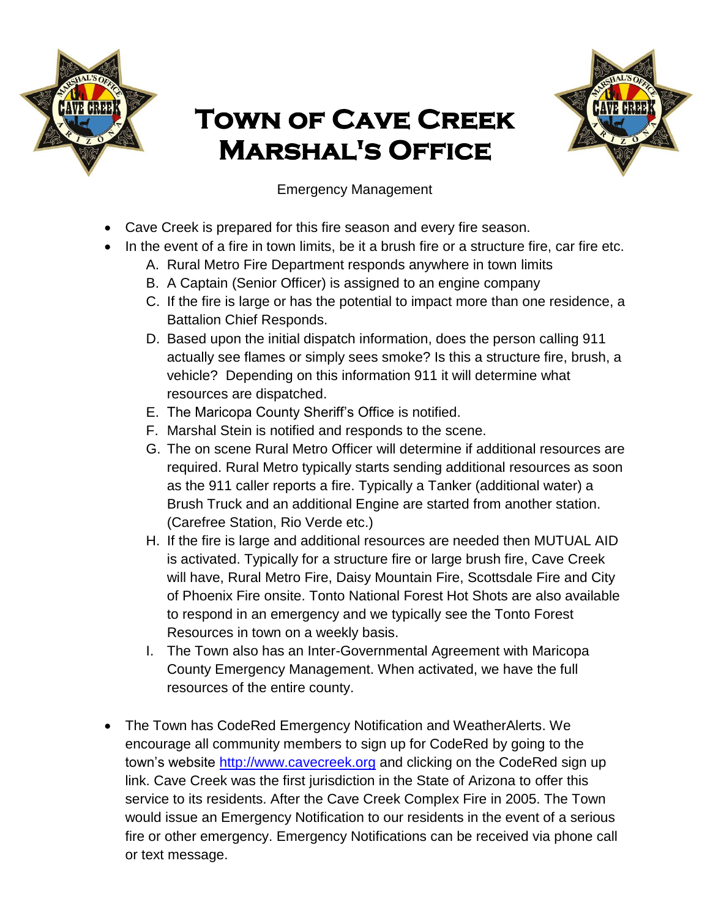# Town of Cave Creek Marshal's Office

Emergency Management

- Cave Creek is prepared for this fire season and every fire season.
- In the event of a fire in town limits, be it a brush fire or a structure fire, car fire etc.
    A. Rural Metro Fire Department responds anywhere in town limits
    B. A Captain (Senior Officer) is assigned to an engine company
    C. If the fire is large or has the potential to impact more than one residence, a Battalion Chief Responds.
    D. Based upon the initial dispatch information, does the person calling 911 actually see flames or simply sees smoke? Is this a structure fire, brush, a vehicle? Depending on this information 911 it will determine what resources are dispatched.
    E. The Maricopa County Sheriff's Office is notified.
    F. Marshal Stein is notified and responds to the scene.
    G. The on scene Rural Metro Officer will determine if additional resources are required. Rural Metro typically starts sending additional resources as soon as the 911 caller reports a fire. Typically a Tanker (additional water) a Brush Truck and an additional Engine are started from another station. (Carefree Station, Rio Verde etc.)
    H. If the fire is large and additional resources are needed then MUTUAL AID is activated. Typically for a structure fire or large brush fire, Cave Creek will have, Rural Metro Fire, Daisy Mountain Fire, Scottsdale Fire and City of Phoenix Fire onsite. Tonto National Forest Hot Shots are also available to respond in an emergency and we typically see the Tonto Forest Resources in town on a weekly basis.
    I. The Town also has an Inter-Governmental Agreement with Maricopa County Emergency Management. When activated, we have the full resources of the entire county.

- The Town has CodeRed Emergency Notification and WeatherAlerts. We encourage all community members to sign up for CodeRed by going to the town's website http://www.cavecreek.org and clicking on the CodeRed sign up link. Cave Creek was the first jurisdiction in the State of Arizona to offer this service to its residents. After the Cave Creek Complex Fire in 2005. The Town would issue an Emergency Notification to our residents in the event of a serious fire or other emergency. Emergency Notifications can be received via phone call or text message.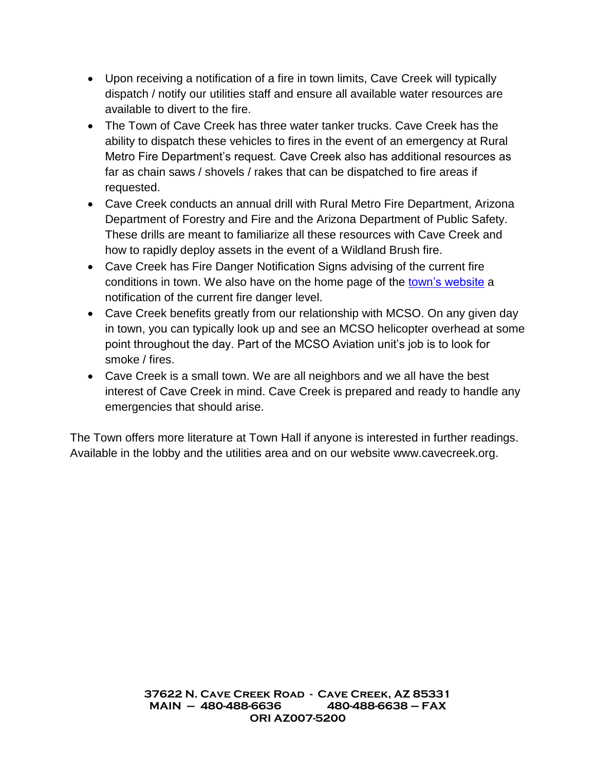- Upon receiving a notification of a fire in town limits, Cave Creek will typically dispatch / notify our utilities staff and ensure all available water resources are available to divert to the fire.
- The Town of Cave Creek has three water tanker trucks. Cave Creek has the ability to dispatch these vehicles to fires in the event of an emergency at Rural Metro Fire Department's request. Cave Creek also has additional resources as far as chain saws / shovels / rakes that can be dispatched to fire areas if requested.
- Cave Creek conducts an annual drill with Rural Metro Fire Department, Arizona Department of Forestry and Fire and the Arizona Department of Public Safety. These drills are meant to familiarize all these resources with Cave Creek and how to rapidly deploy assets in the event of a Wildland Brush fire.
- Cave Creek has Fire Danger Notification Signs advising of the current fire conditions in town. We also have on the home page of the town's website a notification of the current fire danger level.
- Cave Creek benefits greatly from our relationship with MCSO. On any given day in town, you can typically look up and see an MCSO helicopter overhead at some point throughout the day. Part of the MCSO Aviation unit's job is to look for smoke / fires.
- Cave Creek is a small town. We are all neighbors and we all have the best interest of Cave Creek in mind. Cave Creek is prepared and ready to handle any emergencies that should arise.

The Town offers more literature at Town Hall if anyone is interested in further readings. Available in the lobby and the utilities area and on our website www.cavecreek.org.

**37622 N. Cave Creek Road - Cave Creek, AZ 85331**
**MAIN – 480-488-6636 480-488-6638 – FAX**
**ORI AZ007-5200**